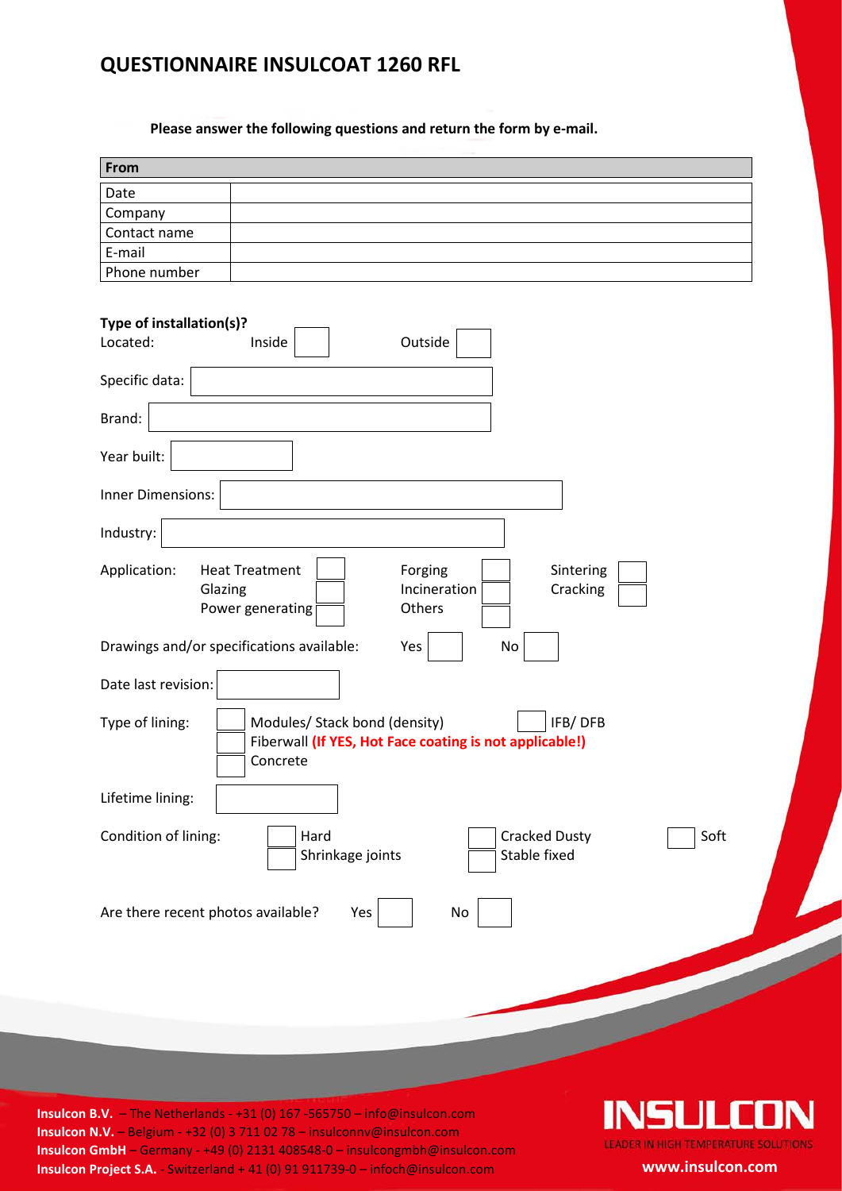# QUESTIONNAIRE INSULCOAT 1260 RFL

**Please answer the following questions and return the form by e-mail.**

| From | |
|---|---|
| Date | |
| Company | |
| Contact name | |
| E-mail | |
| Phone number | |

**Type of installation(s)?**

Located: Inside ☐ Outside ☐

Specific data:

Brand:

Year built:

Inner Dimensions:

Industry:

Application: Heat Treatment ☐ Forging ☐ Sintering ☐ Glazing ☐ Incineration ☐ Cracking ☐ Power generating ☐ Others ☐

Drawings and/or specifications available: Yes ☐ No ☐

Date last revision:

Type of lining: ☐ Modules/ Stack bond (density) ☐ IFB/ DFB ☐ Fiberwall **(If YES, Hot Face coating is not applicable!)** ☐ Concrete

Lifetime lining:

Condition of lining: ☐ Hard ☐ Cracked Dusty ☐ Soft ☐ Shrinkage joints ☐ Stable fixed

Are there recent photos available? Yes ☐ No ☐

**Insulcon B.V.** – The Netherlands - +31 (0) 167 -565750 – info@insulcon.com
**Insulcon N.V.** – Belgium - +32 (0) 3 711 02 78 – insulconnv@insulcon.com
**Insulcon GmbH** – Germany - +49 (0) 2131 408548-0 – insulcongmbh@insulcon.com
**Insulcon Project S.A.** - Switzerland + 41 (0) 91 911739-0 – infoch@insulcon.com

INSULCON
LEADER IN HIGH TEMPERATURE SOLUTIONS
www.insulcon.com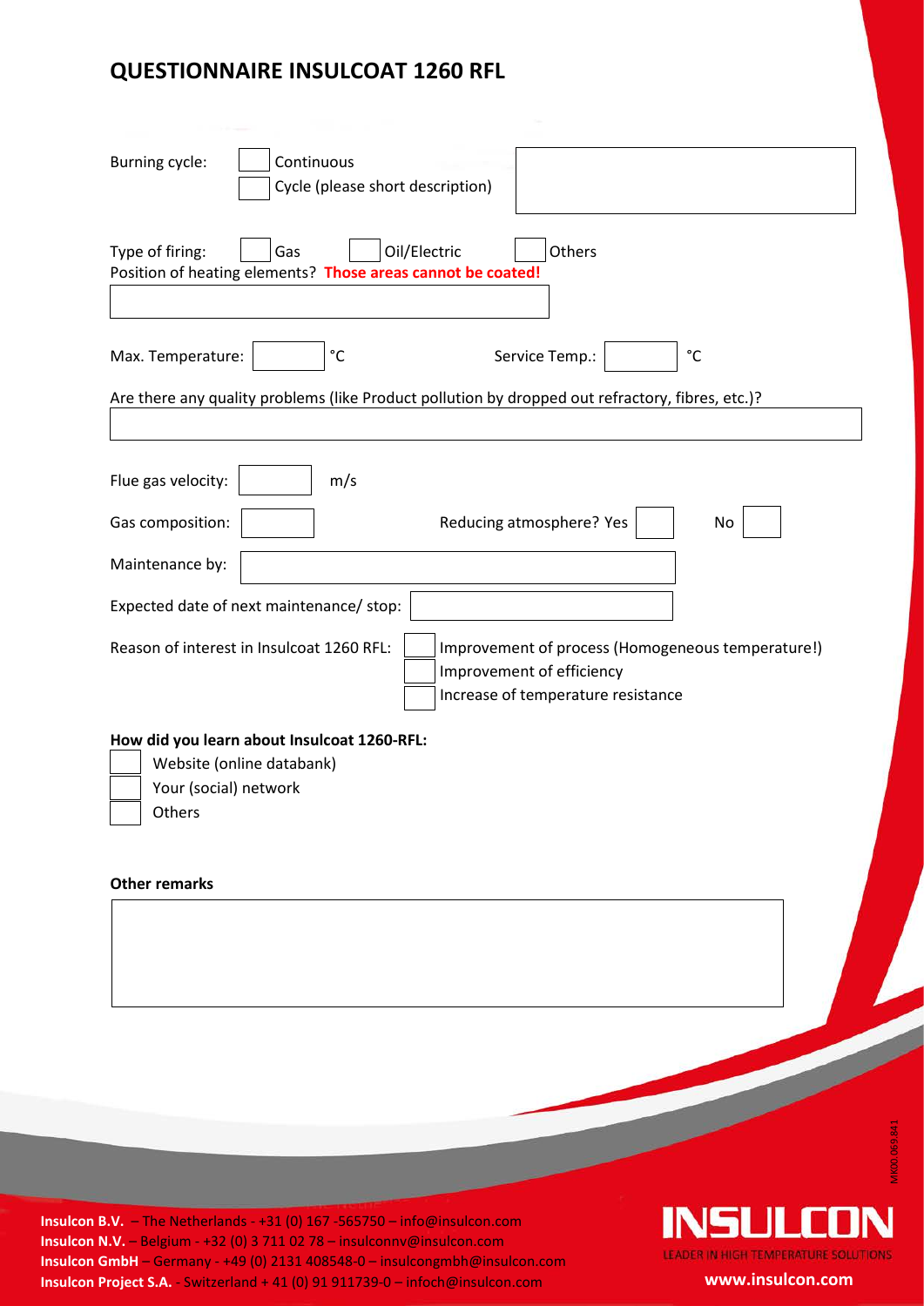## QUESTIONNAIRE INSULCOAT 1260 RFL

Burning cycle: ☐ Continuous
☐ Cycle (please short description)

Type of firing: ☐ Gas ☐ Oil/Electric ☐ Others

Position of heating elements? **Those areas cannot be coated!**

Max. Temperature: \_\_\_\_ °C Service Temp.: \_\_\_\_ °C

Are there any quality problems (like Product pollution by dropped out refractory, fibres, etc.)?

Flue gas velocity: \_\_\_\_ m/s

Gas composition: \_\_\_\_ Reducing atmosphere? Yes ☐ No ☐

Maintenance by:

Expected date of next maintenance/ stop:

Reason of interest in Insulcoat 1260 RFL:
☐ Improvement of process (Homogeneous temperature!)
☐ Improvement of efficiency
☐ Increase of temperature resistance

**How did you learn about Insulcoat 1260-RFL:**

☐ Website (online databank)
☐ Your (social) network
☐ Others

**Other remarks**

MK00.069.841

**Insulcon B.V.** – The Netherlands - +31 (0) 167 -565750 – info@insulcon.com
**Insulcon N.V.** – Belgium - +32 (0) 3 711 02 78 – insulconnv@insulcon.com
**Insulcon GmbH** – Germany - +49 (0) 2131 408548-0 – insulcongmbh@insulcon.com
**Insulcon Project S.A.** - Switzerland + 41 (0) 91 911739-0 – infoch@insulcon.com

INSULCON
LEADER IN HIGH TEMPERATURE SOLUTIONS
www.insulcon.com